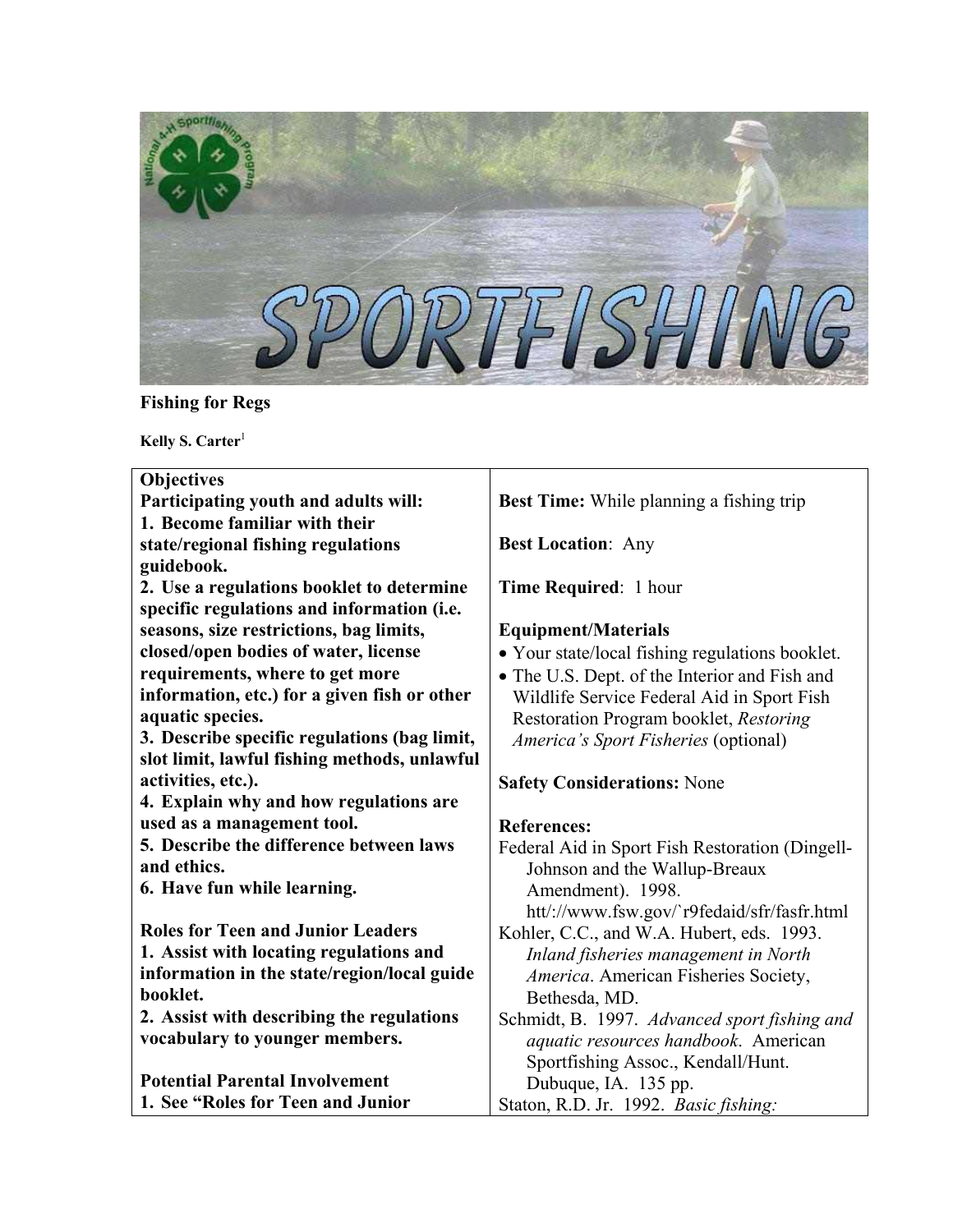# Fishing for Regs

**Kelly S. Carter**[1]

**Objectives**

**Participating youth and adults will:**

1. **Become familiar with their state/regional fishing regulations guidebook.**
2. **Use a regulations booklet to determine specific regulations and information (i.e. seasons, size restrictions, bag limits, closed/open bodies of water, license requirements, where to get more information, etc.) for a given fish or other aquatic species.**
3. **Describe specific regulations (bag limit, slot limit, lawful fishing methods, unlawful activities, etc.).**
4. **Explain why and how regulations are used as a management tool.**
5. **Describe the difference between laws and ethics.**
6. **Have fun while learning.**

**Roles for Teen and Junior Leaders**

1. **Assist with locating regulations and information in the state/region/local guide booklet.**
2. **Assist with describing the regulations vocabulary to younger members.**

**Potential Parental Involvement**

1. **See "Roles for Teen and Junior**

**Best Time:** While planning a fishing trip

**Best Location**: Any

**Time Required**: 1 hour

**Equipment/Materials**

- Your state/local fishing regulations booklet.
- The U.S. Dept. of the Interior and Fish and Wildlife Service Federal Aid in Sport Fish Restoration Program booklet, *Restoring America's Sport Fisheries* (optional)

**Safety Considerations:** None

**References:**

Federal Aid in Sport Fish Restoration (Dingell-Johnson and the Wallup-Breaux Amendment). 1998. htt/://www.fsw.gov/`r9fedaid/sfr/fasfr.html

Kohler, C.C., and W.A. Hubert, eds. 1993. *Inland fisheries management in North America*. American Fisheries Society, Bethesda, MD.

Schmidt, B. 1997. *Advanced sport fishing and aquatic resources handbook*. American Sportfishing Assoc., Kendall/Hunt. Dubuque, IA. 135 pp.

Staton, R.D. Jr. 1992. *Basic fishing:*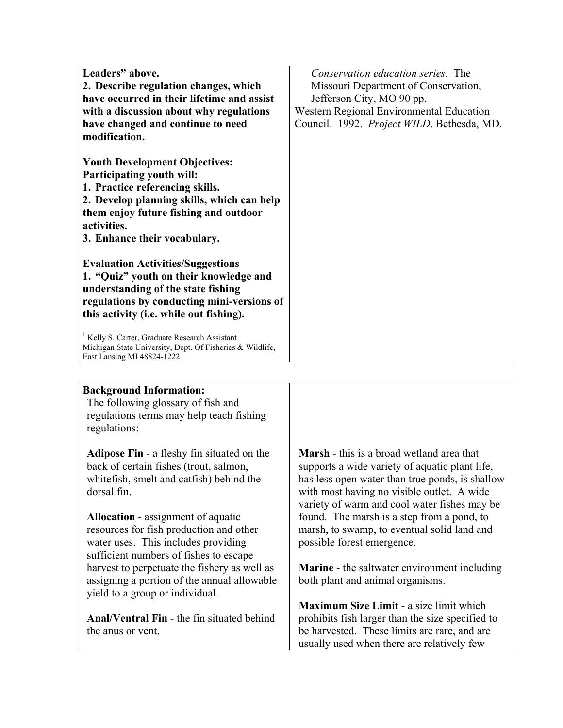**Leaders" above.**
**2. Describe regulation changes, which have occurred in their lifetime and assist with a discussion about why regulations have changed and continue to need modification.**

**Youth Development Objectives:**
**Participating youth will:**
**1. Practice referencing skills.**
**2. Develop planning skills, which can help them enjoy future fishing and outdoor activities.**
**3. Enhance their vocabulary.**

**Evaluation Activities/Suggestions**
**1. "Quiz" youth on their knowledge and understanding of the state fishing regulations by conducting mini-versions of this activity (i.e. while out fishing).**

*Conservation education series.* The Missouri Department of Conservation, Jefferson City, MO 90 pp.

Western Regional Environmental Education Council. 1992. *Project WILD*. Bethesda, MD.

[1] Kelly S. Carter, Graduate Research Assistant
Michigan State University, Dept. Of Fisheries & Wildlife, East Lansing MI 48824-1222

**Background Information:**
The following glossary of fish and regulations terms may help teach fishing regulations:

**Adipose Fin** - a fleshy fin situated on the back of certain fishes (trout, salmon, whitefish, smelt and catfish) behind the dorsal fin.

**Allocation** - assignment of aquatic resources for fish production and other water uses. This includes providing sufficient numbers of fishes to escape harvest to perpetuate the fishery as well as assigning a portion of the annual allowable yield to a group or individual.

**Anal/Ventral Fin** - the fin situated behind the anus or vent.

**Marsh** - this is a broad wetland area that supports a wide variety of aquatic plant life, has less open water than true ponds, is shallow with most having no visible outlet. A wide variety of warm and cool water fishes may be found. The marsh is a step from a pond, to marsh, to swamp, to eventual solid land and possible forest emergence.

**Marine** - the saltwater environment including both plant and animal organisms.

**Maximum Size Limit** - a size limit which prohibits fish larger than the size specified to be harvested. These limits are rare, and are usually used when there are relatively few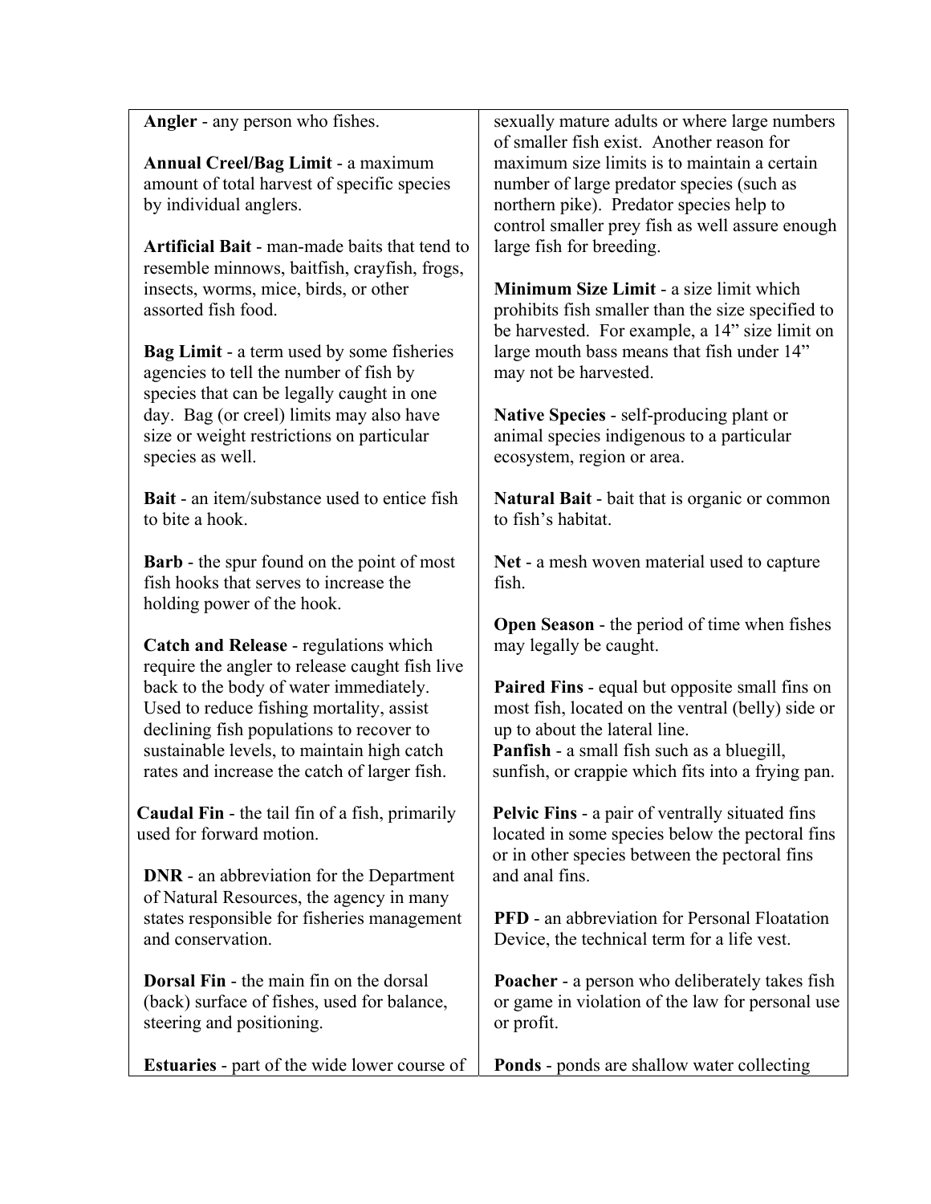**Angler** - any person who fishes.

**Annual Creel/Bag Limit** - a maximum amount of total harvest of specific species by individual anglers.

**Artificial Bait** - man-made baits that tend to resemble minnows, baitfish, crayfish, frogs, insects, worms, mice, birds, or other assorted fish food.

**Bag Limit** - a term used by some fisheries agencies to tell the number of fish by species that can be legally caught in one day. Bag (or creel) limits may also have size or weight restrictions on particular species as well.

**Bait** - an item/substance used to entice fish to bite a hook.

**Barb** - the spur found on the point of most fish hooks that serves to increase the holding power of the hook.

**Catch and Release** - regulations which require the angler to release caught fish live back to the body of water immediately. Used to reduce fishing mortality, assist declining fish populations to recover to sustainable levels, to maintain high catch rates and increase the catch of larger fish.

**Caudal Fin** - the tail fin of a fish, primarily used for forward motion.

**DNR** - an abbreviation for the Department of Natural Resources, the agency in many states responsible for fisheries management and conservation.

**Dorsal Fin** - the main fin on the dorsal (back) surface of fishes, used for balance, steering and positioning.

**Estuaries** - part of the wide lower course of

sexually mature adults or where large numbers of smaller fish exist. Another reason for maximum size limits is to maintain a certain number of large predator species (such as northern pike). Predator species help to control smaller prey fish as well assure enough large fish for breeding.

**Minimum Size Limit** - a size limit which prohibits fish smaller than the size specified to be harvested. For example, a 14" size limit on large mouth bass means that fish under 14" may not be harvested.

**Native Species** - self-producing plant or animal species indigenous to a particular ecosystem, region or area.

**Natural Bait** - bait that is organic or common to fish's habitat.

**Net** - a mesh woven material used to capture fish.

**Open Season** - the period of time when fishes may legally be caught.

**Paired Fins** - equal but opposite small fins on most fish, located on the ventral (belly) side or up to about the lateral line.

**Panfish** - a small fish such as a bluegill, sunfish, or crappie which fits into a frying pan.

**Pelvic Fins** - a pair of ventrally situated fins located in some species below the pectoral fins or in other species between the pectoral fins and anal fins.

**PFD** - an abbreviation for Personal Floatation Device, the technical term for a life vest.

**Poacher** - a person who deliberately takes fish or game in violation of the law for personal use or profit.

**Ponds** - ponds are shallow water collecting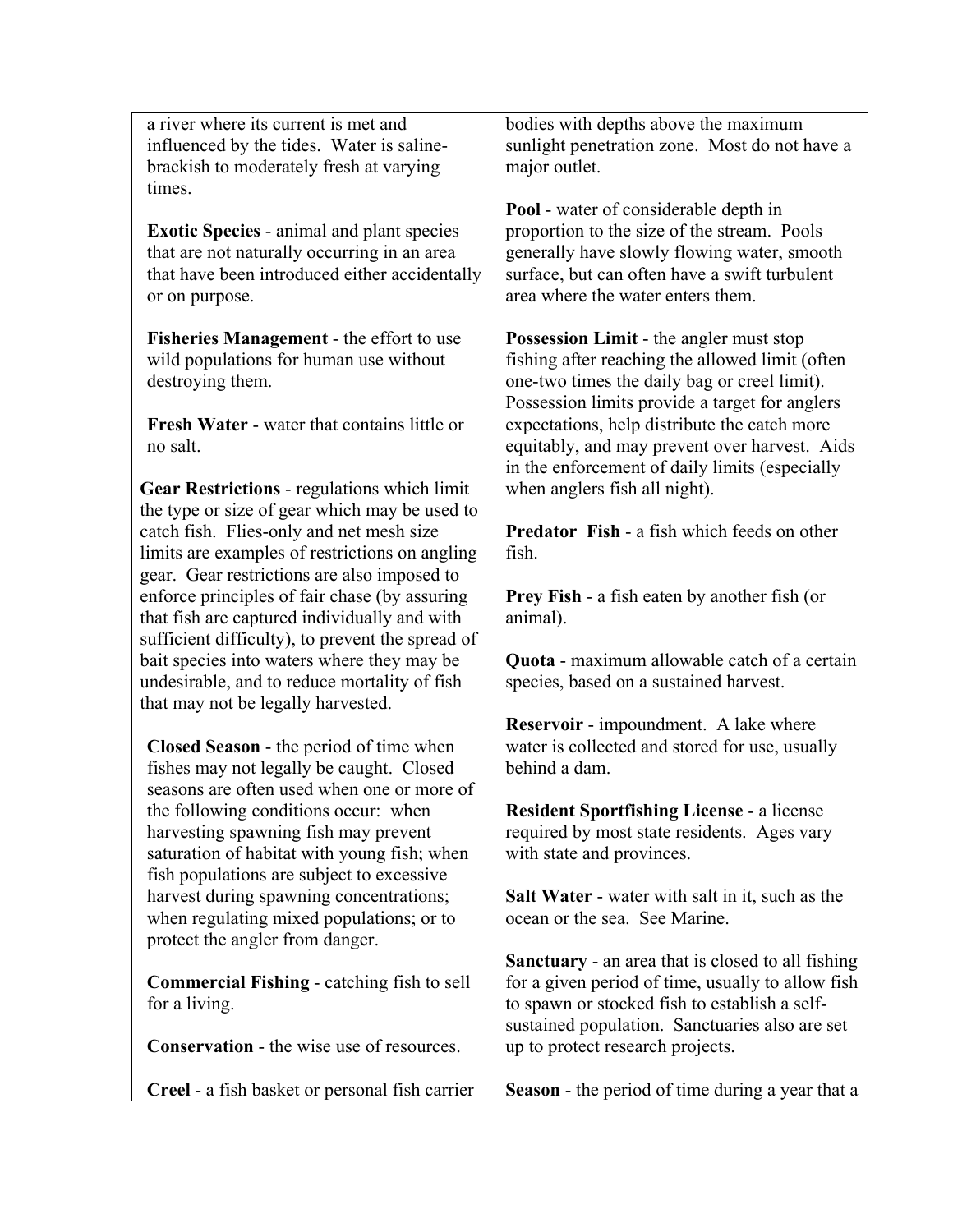a river where its current is met and influenced by the tides. Water is saline-brackish to moderately fresh at varying times.

**Exotic Species** - animal and plant species that are not naturally occurring in an area that have been introduced either accidentally or on purpose.

**Fisheries Management** - the effort to use wild populations for human use without destroying them.

**Fresh Water** - water that contains little or no salt.

**Gear Restrictions** - regulations which limit the type or size of gear which may be used to catch fish. Flies-only and net mesh size limits are examples of restrictions on angling gear. Gear restrictions are also imposed to enforce principles of fair chase (by assuring that fish are captured individually and with sufficient difficulty), to prevent the spread of bait species into waters where they may be undesirable, and to reduce mortality of fish that may not be legally harvested.

**Closed Season** - the period of time when fishes may not legally be caught. Closed seasons are often used when one or more of the following conditions occur: when harvesting spawning fish may prevent saturation of habitat with young fish; when fish populations are subject to excessive harvest during spawning concentrations; when regulating mixed populations; or to protect the angler from danger.

**Commercial Fishing** - catching fish to sell for a living.

**Conservation** - the wise use of resources.

**Creel** - a fish basket or personal fish carrier

bodies with depths above the maximum sunlight penetration zone. Most do not have a major outlet.

**Pool** - water of considerable depth in proportion to the size of the stream. Pools generally have slowly flowing water, smooth surface, but can often have a swift turbulent area where the water enters them.

**Possession Limit** - the angler must stop fishing after reaching the allowed limit (often one-two times the daily bag or creel limit). Possession limits provide a target for anglers expectations, help distribute the catch more equitably, and may prevent over harvest. Aids in the enforcement of daily limits (especially when anglers fish all night).

**Predator Fish** - a fish which feeds on other fish.

**Prey Fish** - a fish eaten by another fish (or animal).

**Quota** - maximum allowable catch of a certain species, based on a sustained harvest.

**Reservoir** - impoundment. A lake where water is collected and stored for use, usually behind a dam.

**Resident Sportfishing License** - a license required by most state residents. Ages vary with state and provinces.

**Salt Water** - water with salt in it, such as the ocean or the sea. See Marine.

**Sanctuary** - an area that is closed to all fishing for a given period of time, usually to allow fish to spawn or stocked fish to establish a self-sustained population. Sanctuaries also are set up to protect research projects.

**Season** - the period of time during a year that a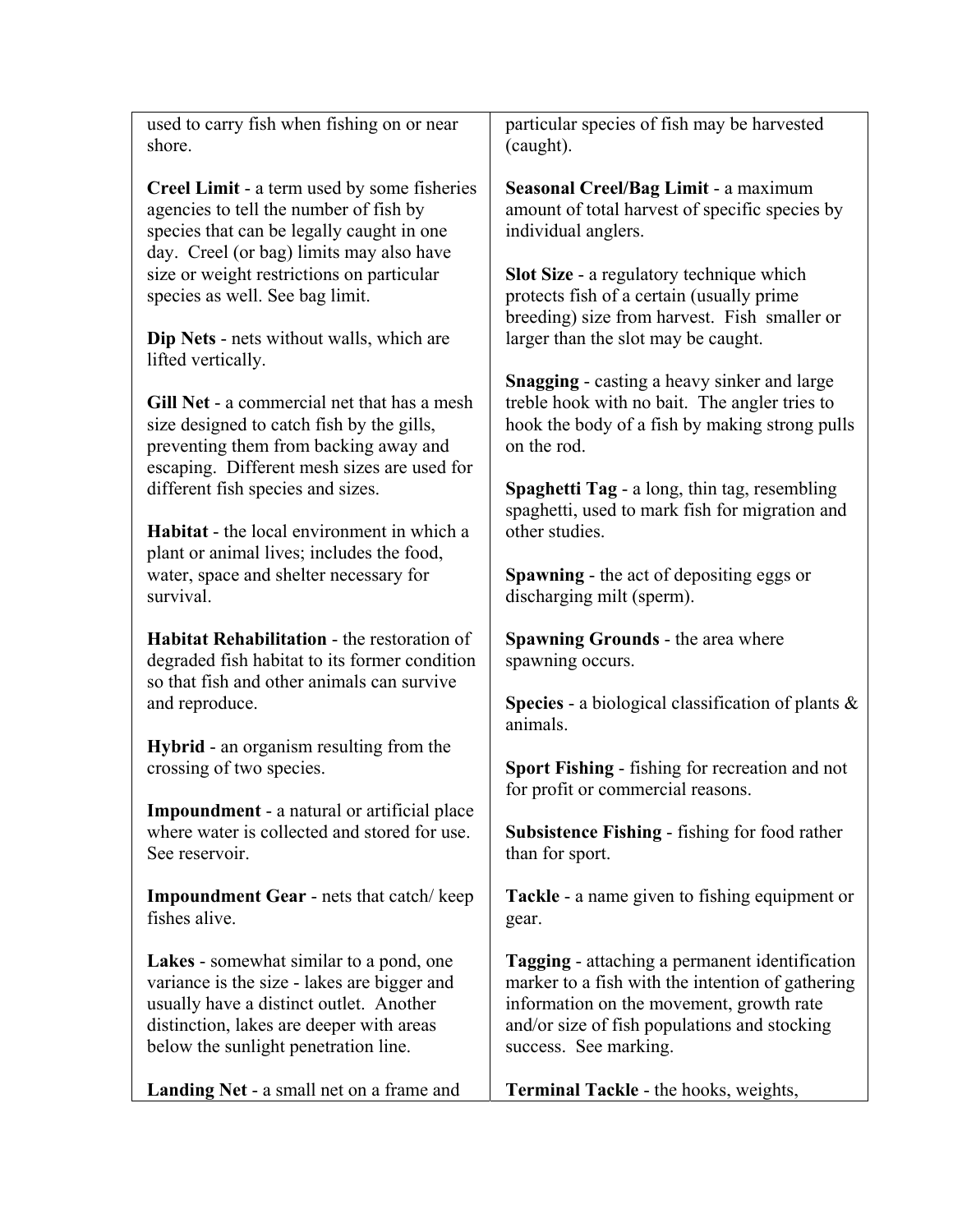used to carry fish when fishing on or near shore.

**Creel Limit** - a term used by some fisheries agencies to tell the number of fish by species that can be legally caught in one day. Creel (or bag) limits may also have size or weight restrictions on particular species as well. See bag limit.

**Dip Nets** - nets without walls, which are lifted vertically.

**Gill Net** - a commercial net that has a mesh size designed to catch fish by the gills, preventing them from backing away and escaping. Different mesh sizes are used for different fish species and sizes.

**Habitat** - the local environment in which a plant or animal lives; includes the food, water, space and shelter necessary for survival.

**Habitat Rehabilitation** - the restoration of degraded fish habitat to its former condition so that fish and other animals can survive and reproduce.

**Hybrid** - an organism resulting from the crossing of two species.

**Impoundment** - a natural or artificial place where water is collected and stored for use. See reservoir.

**Impoundment Gear** - nets that catch/ keep fishes alive.

**Lakes** - somewhat similar to a pond, one variance is the size - lakes are bigger and usually have a distinct outlet. Another distinction, lakes are deeper with areas below the sunlight penetration line.

**Landing Net** - a small net on a frame and

particular species of fish may be harvested (caught).

**Seasonal Creel/Bag Limit** - a maximum amount of total harvest of specific species by individual anglers.

**Slot Size** - a regulatory technique which protects fish of a certain (usually prime breeding) size from harvest. Fish smaller or larger than the slot may be caught.

**Snagging** - casting a heavy sinker and large treble hook with no bait. The angler tries to hook the body of a fish by making strong pulls on the rod.

**Spaghetti Tag** - a long, thin tag, resembling spaghetti, used to mark fish for migration and other studies.

**Spawning** - the act of depositing eggs or discharging milt (sperm).

**Spawning Grounds** - the area where spawning occurs.

**Species** - a biological classification of plants & animals.

**Sport Fishing** - fishing for recreation and not for profit or commercial reasons.

**Subsistence Fishing** - fishing for food rather than for sport.

**Tackle** - a name given to fishing equipment or gear.

**Tagging** - attaching a permanent identification marker to a fish with the intention of gathering information on the movement, growth rate and/or size of fish populations and stocking success. See marking.

**Terminal Tackle** - the hooks, weights,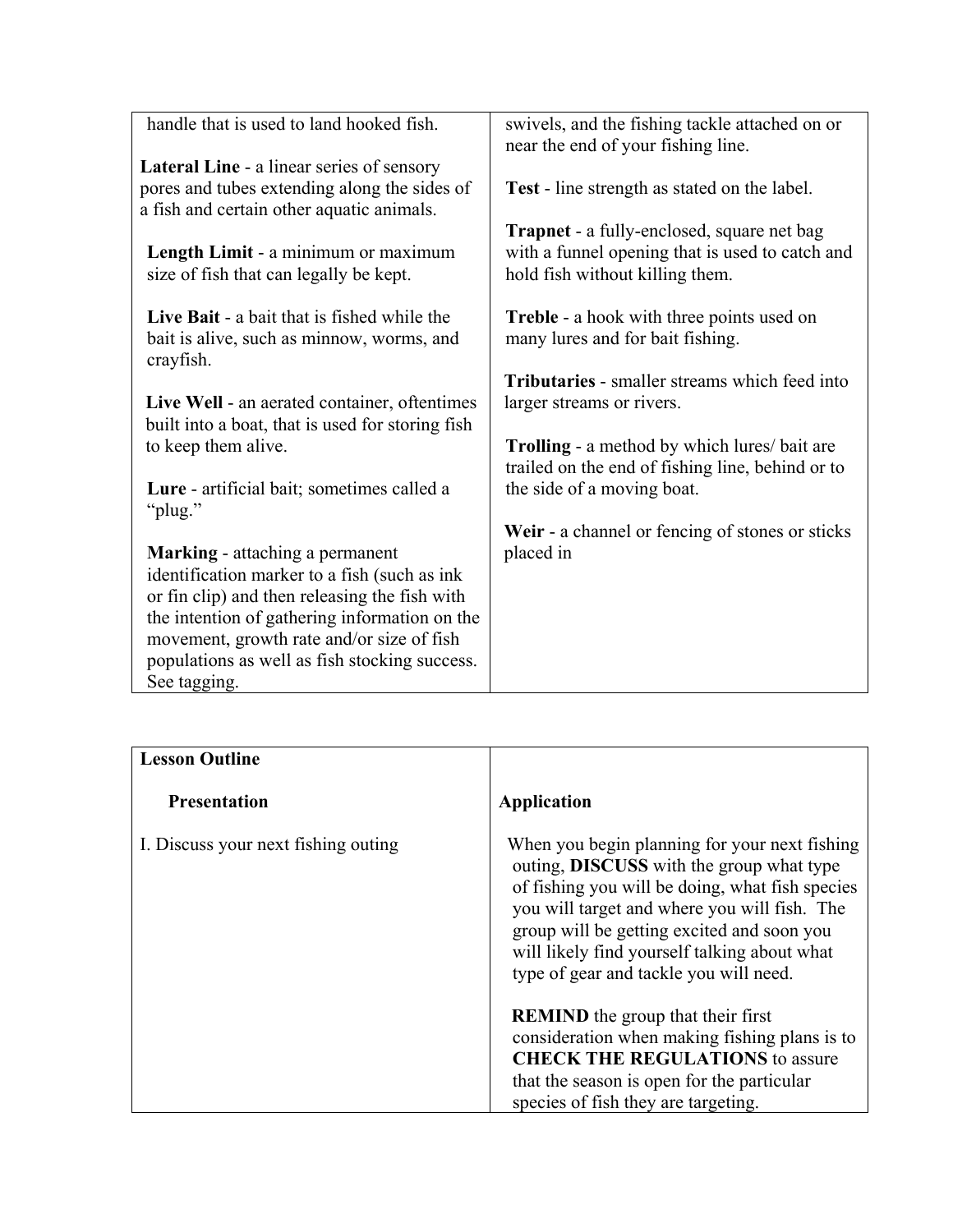| | |
|---|---|
| handle that is used to land hooked fish.<br><br>**Lateral Line** - a linear series of sensory pores and tubes extending along the sides of a fish and certain other aquatic animals.<br><br>**Length Limit** - a minimum or maximum size of fish that can legally be kept.<br><br>**Live Bait** - a bait that is fished while the bait is alive, such as minnow, worms, and crayfish.<br><br>**Live Well** - an aerated container, oftentimes built into a boat, that is used for storing fish to keep them alive.<br><br>**Lure** - artificial bait; sometimes called a "plug."<br><br>**Marking** - attaching a permanent identification marker to a fish (such as ink or fin clip) and then releasing the fish with the intention of gathering information on the movement, growth rate and/or size of fish populations as well as fish stocking success. See tagging. | swivels, and the fishing tackle attached on or near the end of your fishing line.<br><br>**Test** - line strength as stated on the label.<br><br>**Trapnet** - a fully-enclosed, square net bag with a funnel opening that is used to catch and hold fish without killing them.<br><br>**Treble** - a hook with three points used on many lures and for bait fishing.<br><br>**Tributaries** - smaller streams which feed into larger streams or rivers.<br><br>**Trolling** - a method by which lures/ bait are trailed on the end of fishing line, behind or to the side of a moving boat.<br><br>**Weir** - a channel or fencing of stones or sticks placed in |

| **Lesson Outline** | |
|---|---|
| **Presentation** | **Application** |
| I. Discuss your next fishing outing | When you begin planning for your next fishing outing, **DISCUSS** with the group what type of fishing you will be doing, what fish species you will target and where you will fish. The group will be getting excited and soon you will likely find yourself talking about what type of gear and tackle you will need.<br><br>**REMIND** the group that their first consideration when making fishing plans is to **CHECK THE REGULATIONS** to assure that the season is open for the particular species of fish they are targeting. |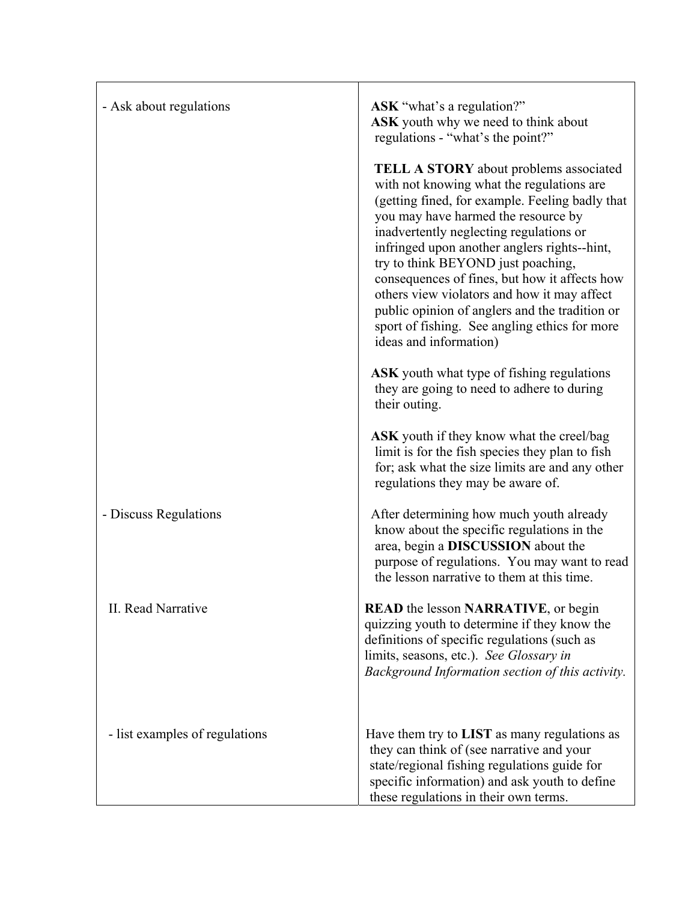| | |
|---|---|
| - Ask about regulations | **ASK** "what's a regulation?"<br>**ASK** youth why we need to think about regulations - "what's the point?"<br><br>**TELL A STORY** about problems associated with not knowing what the regulations are (getting fined, for example. Feeling badly that you may have harmed the resource by inadvertently neglecting regulations or infringed upon another anglers rights--hint, try to think BEYOND just poaching, consequences of fines, but how it affects how others view violators and how it may affect public opinion of anglers and the tradition or sport of fishing. See angling ethics for more ideas and information)<br><br>**ASK** youth what type of fishing regulations they are going to need to adhere to during their outing.<br><br>**ASK** youth if they know what the creel/bag limit is for the fish species they plan to fish for; ask what the size limits are and any other regulations they may be aware of. |
| - Discuss Regulations | After determining how much youth already know about the specific regulations in the area, begin a **DISCUSSION** about the purpose of regulations. You may want to read the lesson narrative to them at this time. |
| II. Read Narrative | **READ** the lesson **NARRATIVE**, or begin quizzing youth to determine if they know the definitions of specific regulations (such as limits, seasons, etc.). *See Glossary in Background Information section of this activity.* |
| - list examples of regulations | Have them try to **LIST** as many regulations as they can think of (see narrative and your state/regional fishing regulations guide for specific information) and ask youth to define these regulations in their own terms. |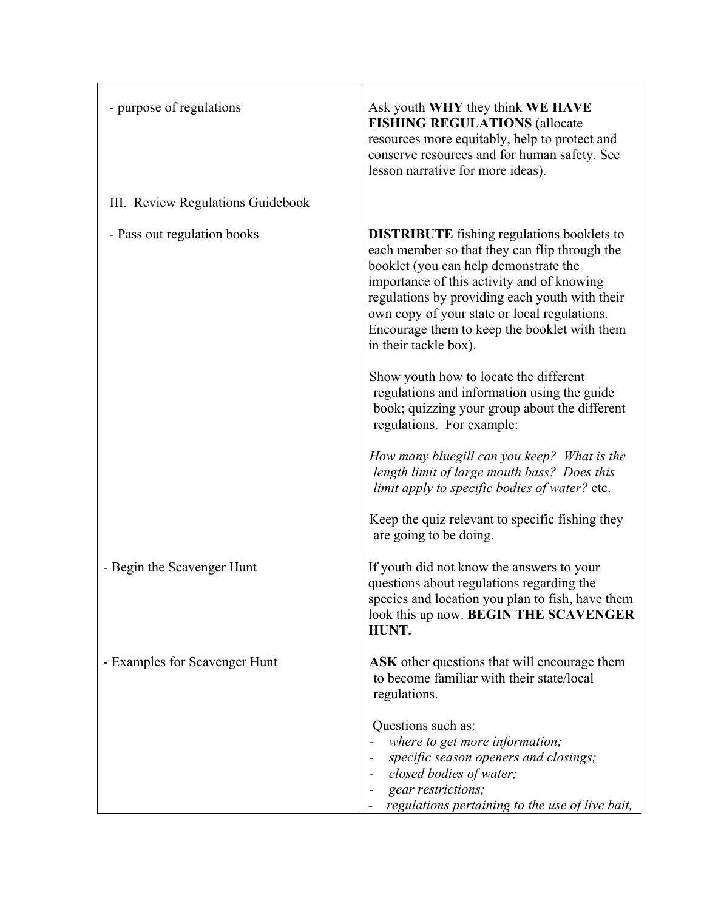| | |
|---|---|
| - purpose of regulations | Ask youth **WHY** they think **WE HAVE FISHING REGULATIONS** (allocate resources more equitably, help to protect and conserve resources and for human safety. See lesson narrative for more ideas). |
| III. Review Regulations Guidebook | |
| - Pass out regulation books | **DISTRIBUTE** fishing regulations booklets to each member so that they can flip through the booklet (you can help demonstrate the importance of this activity and of knowing regulations by providing each youth with their own copy of your state or local regulations. Encourage them to keep the booklet with them in their tackle box).<br><br>Show youth how to locate the different regulations and information using the guide book; quizzing your group about the different regulations. For example:<br><br>*How many bluegill can you keep? What is the length limit of large mouth bass? Does this limit apply to specific bodies of water?* etc.<br><br>Keep the quiz relevant to specific fishing they are going to be doing. |
| - Begin the Scavenger Hunt | If youth did not know the answers to your questions about regulations regarding the species and location you plan to fish, have them look this up now. **BEGIN THE SCAVENGER HUNT.** |
| - Examples for Scavenger Hunt | **ASK** other questions that will encourage them to become familiar with their state/local regulations.<br><br>Questions such as:<br>- *where to get more information;*<br>- *specific season openers and closings;*<br>- *closed bodies of water;*<br>- *gear restrictions;*<br>- *regulations pertaining to the use of live bait,* |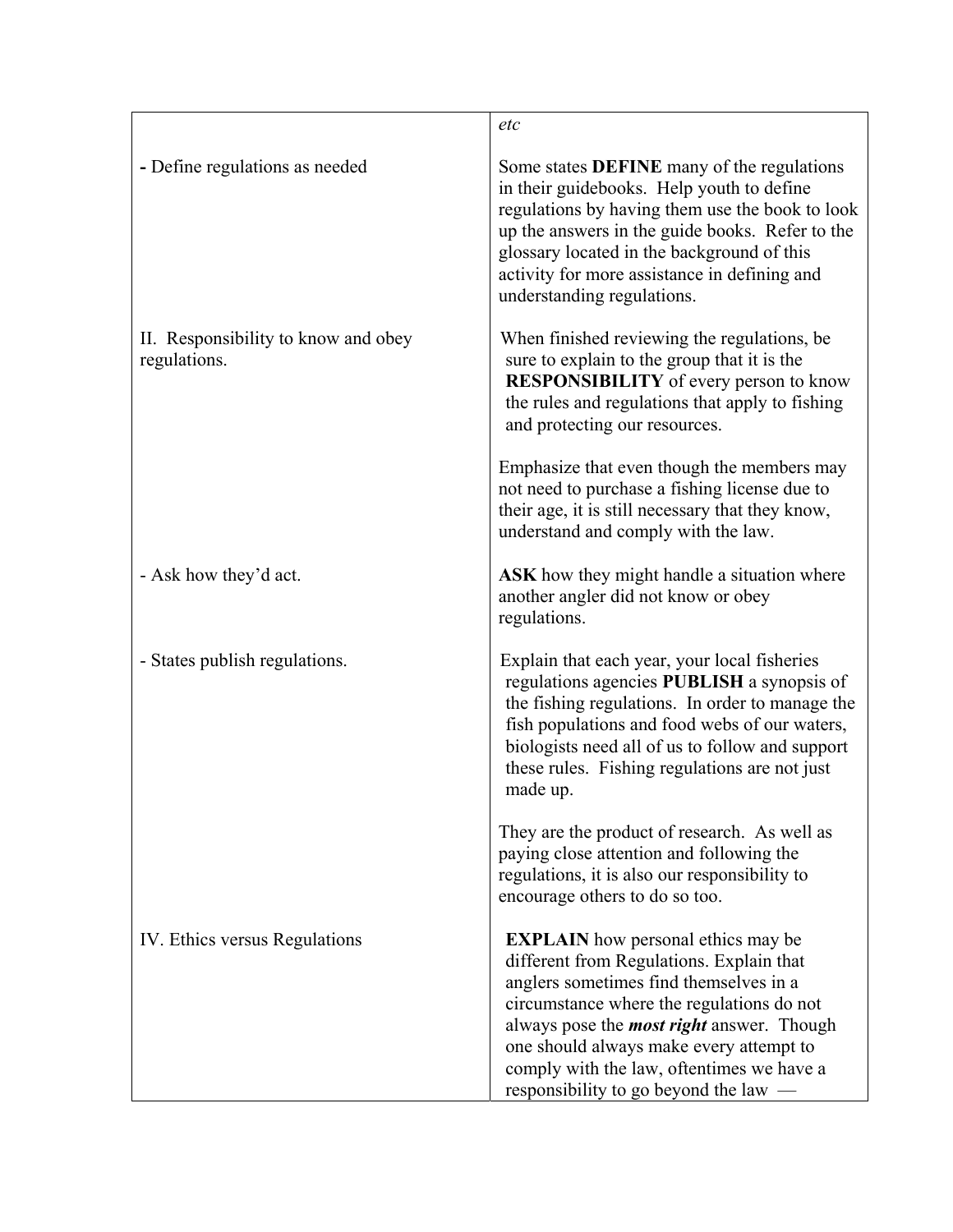| | |
|---|---|
| | *etc* |
| **-** Define regulations as needed | Some states **DEFINE** many of the regulations in their guidebooks. Help youth to define regulations by having them use the book to look up the answers in the guide books. Refer to the glossary located in the background of this activity for more assistance in defining and understanding regulations. |
| II. Responsibility to know and obey regulations. | When finished reviewing the regulations, be sure to explain to the group that it is the **RESPONSIBILITY** of every person to know the rules and regulations that apply to fishing and protecting our resources.<br><br>Emphasize that even though the members may not need to purchase a fishing license due to their age, it is still necessary that they know, understand and comply with the law. |
| - Ask how they'd act. | **ASK** how they might handle a situation where another angler did not know or obey regulations. |
| - States publish regulations. | Explain that each year, your local fisheries regulations agencies **PUBLISH** a synopsis of the fishing regulations. In order to manage the fish populations and food webs of our waters, biologists need all of us to follow and support these rules. Fishing regulations are not just made up.<br><br>They are the product of research. As well as paying close attention and following the regulations, it is also our responsibility to encourage others to do so too. |
| IV. Ethics versus Regulations | **EXPLAIN** how personal ethics may be different from Regulations. Explain that anglers sometimes find themselves in a circumstance where the regulations do not always pose the ***most right*** answer. Though one should always make every attempt to comply with the law, oftentimes we have a responsibility to go beyond the law — |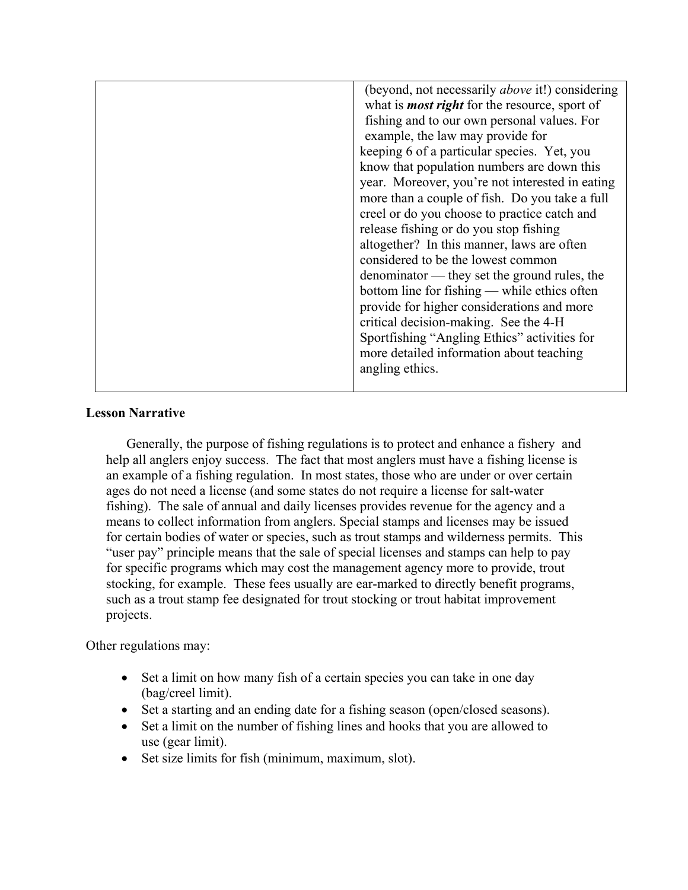| | (beyond, not necessarily *above* it!) considering what is ***most right*** for the resource, sport of fishing and to our own personal values. For example, the law may provide for keeping 6 of a particular species. Yet, you know that population numbers are down this year. Moreover, you're not interested in eating more than a couple of fish. Do you take a full creel or do you choose to practice catch and release fishing or do you stop fishing altogether? In this manner, laws are often considered to be the lowest common denominator — they set the ground rules, the bottom line for fishing — while ethics often provide for higher considerations and more critical decision-making. See the 4-H Sportfishing "Angling Ethics" activities for more detailed information about teaching angling ethics. |
|---|---|

**Lesson Narrative**

Generally, the purpose of fishing regulations is to protect and enhance a fishery and help all anglers enjoy success. The fact that most anglers must have a fishing license is an example of a fishing regulation. In most states, those who are under or over certain ages do not need a license (and some states do not require a license for salt-water fishing). The sale of annual and daily licenses provides revenue for the agency and a means to collect information from anglers. Special stamps and licenses may be issued for certain bodies of water or species, such as trout stamps and wilderness permits. This "user pay" principle means that the sale of special licenses and stamps can help to pay for specific programs which may cost the management agency more to provide, trout stocking, for example. These fees usually are ear-marked to directly benefit programs, such as a trout stamp fee designated for trout stocking or trout habitat improvement projects.

Other regulations may:

- Set a limit on how many fish of a certain species you can take in one day (bag/creel limit).
- Set a starting and an ending date for a fishing season (open/closed seasons).
- Set a limit on the number of fishing lines and hooks that you are allowed to use (gear limit).
- Set size limits for fish (minimum, maximum, slot).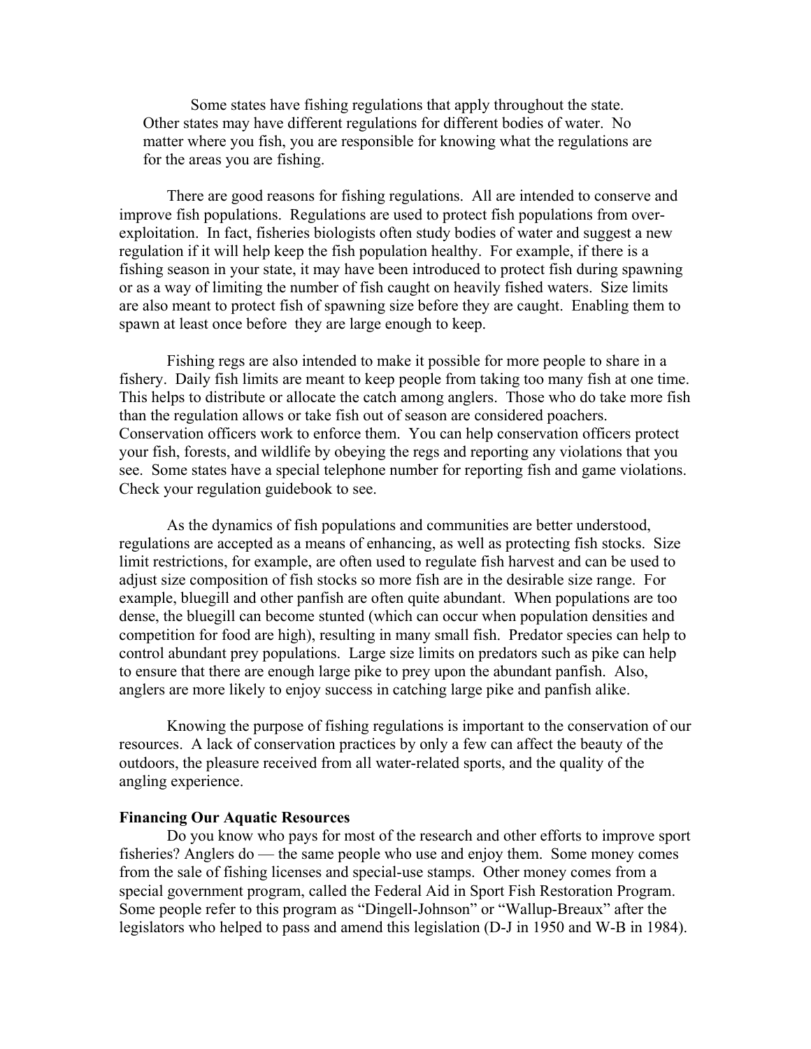Some states have fishing regulations that apply throughout the state. Other states may have different regulations for different bodies of water. No matter where you fish, you are responsible for knowing what the regulations are for the areas you are fishing.

There are good reasons for fishing regulations. All are intended to conserve and improve fish populations. Regulations are used to protect fish populations from over-exploitation. In fact, fisheries biologists often study bodies of water and suggest a new regulation if it will help keep the fish population healthy. For example, if there is a fishing season in your state, it may have been introduced to protect fish during spawning or as a way of limiting the number of fish caught on heavily fished waters. Size limits are also meant to protect fish of spawning size before they are caught. Enabling them to spawn at least once before they are large enough to keep.

Fishing regs are also intended to make it possible for more people to share in a fishery. Daily fish limits are meant to keep people from taking too many fish at one time. This helps to distribute or allocate the catch among anglers. Those who do take more fish than the regulation allows or take fish out of season are considered poachers. Conservation officers work to enforce them. You can help conservation officers protect your fish, forests, and wildlife by obeying the regs and reporting any violations that you see. Some states have a special telephone number for reporting fish and game violations. Check your regulation guidebook to see.

As the dynamics of fish populations and communities are better understood, regulations are accepted as a means of enhancing, as well as protecting fish stocks. Size limit restrictions, for example, are often used to regulate fish harvest and can be used to adjust size composition of fish stocks so more fish are in the desirable size range. For example, bluegill and other panfish are often quite abundant. When populations are too dense, the bluegill can become stunted (which can occur when population densities and competition for food are high), resulting in many small fish. Predator species can help to control abundant prey populations. Large size limits on predators such as pike can help to ensure that there are enough large pike to prey upon the abundant panfish. Also, anglers are more likely to enjoy success in catching large pike and panfish alike.

Knowing the purpose of fishing regulations is important to the conservation of our resources. A lack of conservation practices by only a few can affect the beauty of the outdoors, the pleasure received from all water-related sports, and the quality of the angling experience.

**Financing Our Aquatic Resources**

Do you know who pays for most of the research and other efforts to improve sport fisheries? Anglers do — the same people who use and enjoy them. Some money comes from the sale of fishing licenses and special-use stamps. Other money comes from a special government program, called the Federal Aid in Sport Fish Restoration Program. Some people refer to this program as "Dingell-Johnson" or "Wallup-Breaux" after the legislators who helped to pass and amend this legislation (D-J in 1950 and W-B in 1984).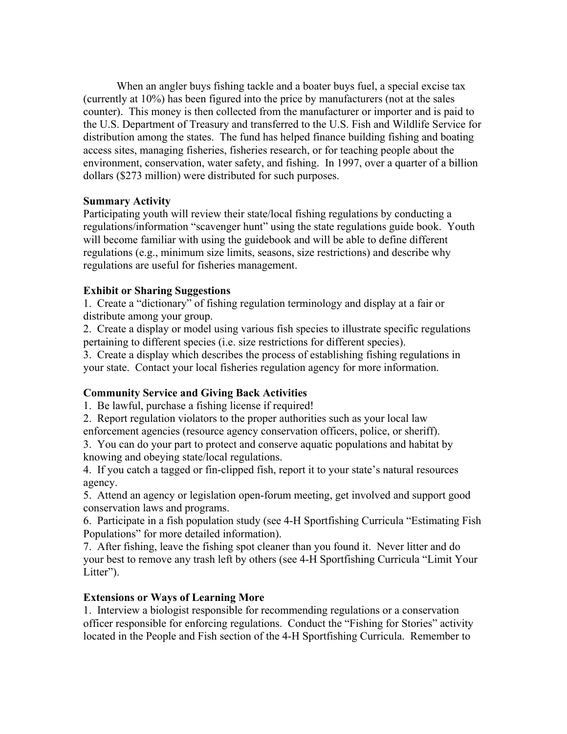When an angler buys fishing tackle and a boater buys fuel, a special excise tax (currently at 10%) has been figured into the price by manufacturers (not at the sales counter). This money is then collected from the manufacturer or importer and is paid to the U.S. Department of Treasury and transferred to the U.S. Fish and Wildlife Service for distribution among the states. The fund has helped finance building fishing and boating access sites, managing fisheries, fisheries research, or for teaching people about the environment, conservation, water safety, and fishing. In 1997, over a quarter of a billion dollars ($273 million) were distributed for such purposes.

**Summary Activity**

Participating youth will review their state/local fishing regulations by conducting a regulations/information "scavenger hunt" using the state regulations guide book. Youth will become familiar with using the guidebook and will be able to define different regulations (e.g., minimum size limits, seasons, size restrictions) and describe why regulations are useful for fisheries management.

**Exhibit or Sharing Suggestions**

1. Create a "dictionary" of fishing regulation terminology and display at a fair or distribute among your group.
2. Create a display or model using various fish species to illustrate specific regulations pertaining to different species (i.e. size restrictions for different species).
3. Create a display which describes the process of establishing fishing regulations in your state. Contact your local fisheries regulation agency for more information.

**Community Service and Giving Back Activities**

1. Be lawful, purchase a fishing license if required!
2. Report regulation violators to the proper authorities such as your local law enforcement agencies (resource agency conservation officers, police, or sheriff).
3. You can do your part to protect and conserve aquatic populations and habitat by knowing and obeying state/local regulations.
4. If you catch a tagged or fin-clipped fish, report it to your state's natural resources agency.
5. Attend an agency or legislation open-forum meeting, get involved and support good conservation laws and programs.
6. Participate in a fish population study (see 4-H Sportfishing Curricula "Estimating Fish Populations" for more detailed information).
7. After fishing, leave the fishing spot cleaner than you found it. Never litter and do your best to remove any trash left by others (see 4-H Sportfishing Curricula "Limit Your Litter").

**Extensions or Ways of Learning More**

1. Interview a biologist responsible for recommending regulations or a conservation officer responsible for enforcing regulations. Conduct the "Fishing for Stories" activity located in the People and Fish section of the 4-H Sportfishing Curricula. Remember to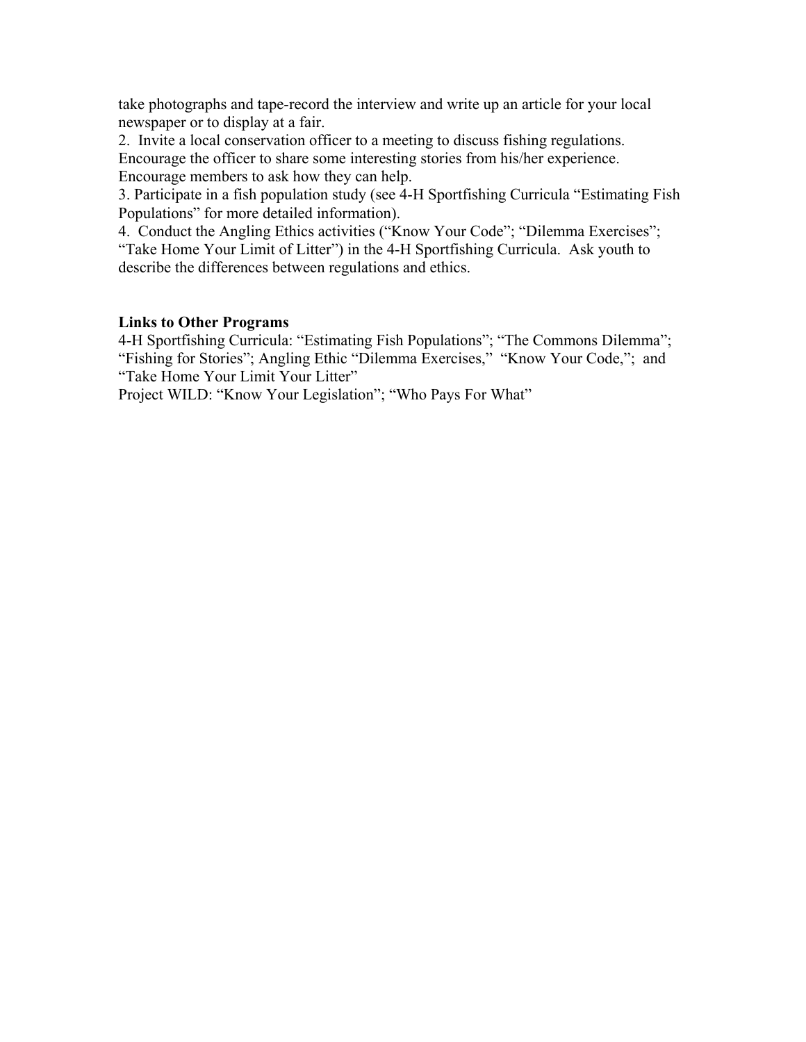take photographs and tape-record the interview and write up an article for your local newspaper or to display at a fair.

2. Invite a local conservation officer to a meeting to discuss fishing regulations. Encourage the officer to share some interesting stories from his/her experience. Encourage members to ask how they can help.

3. Participate in a fish population study (see 4-H Sportfishing Curricula "Estimating Fish Populations" for more detailed information).

4. Conduct the Angling Ethics activities ("Know Your Code"; "Dilemma Exercises"; "Take Home Your Limit of Litter") in the 4-H Sportfishing Curricula. Ask youth to describe the differences between regulations and ethics.

**Links to Other Programs**

4-H Sportfishing Curricula: "Estimating Fish Populations"; "The Commons Dilemma"; "Fishing for Stories"; Angling Ethic "Dilemma Exercises," "Know Your Code,"; and "Take Home Your Limit Your Litter"

Project WILD: "Know Your Legislation"; "Who Pays For What"